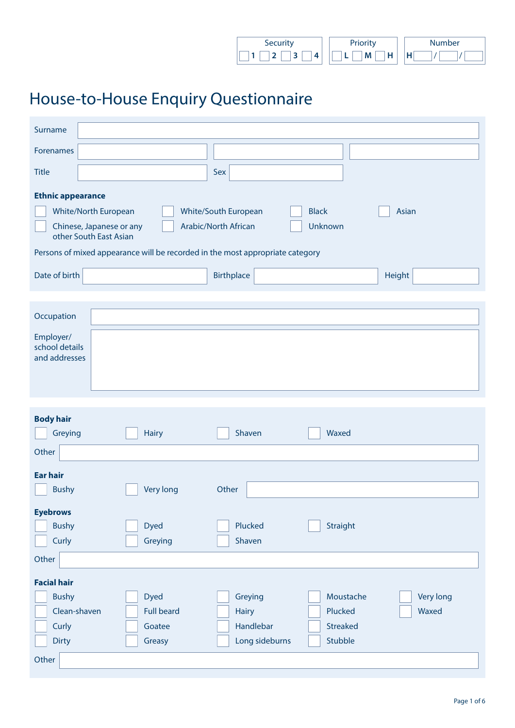| Security | Priority | Number |
| --- | --- | --- |
| ☐ 1 ☐ 2 ☐ 3 ☐ 4 | ☐ L ☐ M ☐ H | H ☐ / ☐ / ☐ |

# House-to-House Enquiry Questionnaire

Surname

Forenames

Title

Sex

**Ethnic appearance**

☐ White/North European ☐ White/South European ☐ Black ☐ Asian

☐ Chinese, Japanese or any other South East Asian ☐ Arabic/North African ☐ Unknown

Persons of mixed appearance will be recorded in the most appropriate category

Date of birth

Birthplace

Height

Occupation

Employer/ school details and addresses

**Body hair**

☐ Greying ☐ Hairy ☐ Shaven ☐ Waxed

Other

**Ear hair**

☐ Bushy ☐ Very long

Other

**Eyebrows**

☐ Bushy ☐ Dyed ☐ Plucked ☐ Straight

☐ Curly ☐ Greying ☐ Shaven

Other

**Facial hair**

☐ Bushy ☐ Dyed ☐ Greying ☐ Moustache ☐ Very long

☐ Clean-shaven ☐ Full beard ☐ Hairy ☐ Plucked ☐ Waxed

☐ Curly ☐ Goatee ☐ Handlebar ☐ Streaked

☐ Dirty ☐ Greasy ☐ Long sideburns ☐ Stubble

Other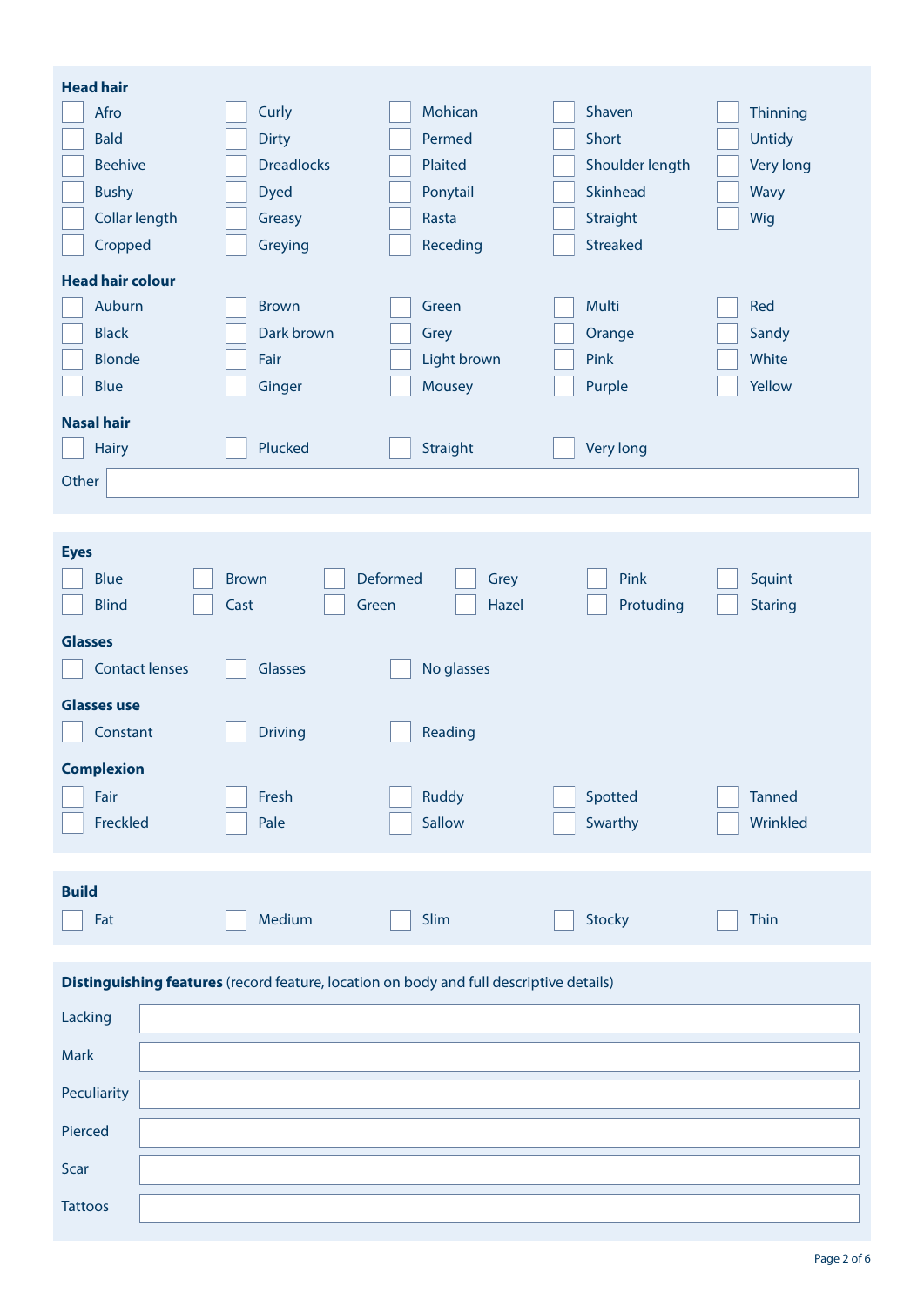### Head hair

- [ ] Afro
- [ ] Bald
- [ ] Beehive
- [ ] Bushy
- [ ] Collar length
- [ ] Cropped
- [ ] Curly
- [ ] Dirty
- [ ] Dreadlocks
- [ ] Dyed
- [ ] Greasy
- [ ] Greying
- [ ] Mohican
- [ ] Permed
- [ ] Plaited
- [ ] Ponytail
- [ ] Rasta
- [ ] Receding
- [ ] Shaven
- [ ] Short
- [ ] Shoulder length
- [ ] Skinhead
- [ ] Straight
- [ ] Streaked
- [ ] Thinning
- [ ] Untidy
- [ ] Very long
- [ ] Wavy
- [ ] Wig

### Head hair colour

- [ ] Auburn
- [ ] Black
- [ ] Blonde
- [ ] Blue
- [ ] Brown
- [ ] Dark brown
- [ ] Fair
- [ ] Ginger
- [ ] Green
- [ ] Grey
- [ ] Light brown
- [ ] Mousey
- [ ] Multi
- [ ] Orange
- [ ] Pink
- [ ] Purple
- [ ] Red
- [ ] Sandy
- [ ] White
- [ ] Yellow

### Nasal hair

- [ ] Hairy
- [ ] Plucked
- [ ] Straight
- [ ] Very long

Other ______________________________

### Eyes

- [ ] Blue
- [ ] Blind
- [ ] Brown
- [ ] Cast
- [ ] Deformed
- [ ] Green
- [ ] Grey
- [ ] Hazel
- [ ] Pink
- [ ] Protuding
- [ ] Squint
- [ ] Staring

### Glasses

- [ ] Contact lenses
- [ ] Glasses
- [ ] No glasses

### Glasses use

- [ ] Constant
- [ ] Driving
- [ ] Reading

### Complexion

- [ ] Fair
- [ ] Freckled
- [ ] Fresh
- [ ] Pale
- [ ] Ruddy
- [ ] Sallow
- [ ] Spotted
- [ ] Swarthy
- [ ] Tanned
- [ ] Wrinkled

### Build

- [ ] Fat
- [ ] Medium
- [ ] Slim
- [ ] Stocky
- [ ] Thin

### Distinguishing features (record feature, location on body and full descriptive details)

Lacking ______________________________

Mark ______________________________

Peculiarity ______________________________

Pierced ______________________________

Scar ______________________________

Tattoos ______________________________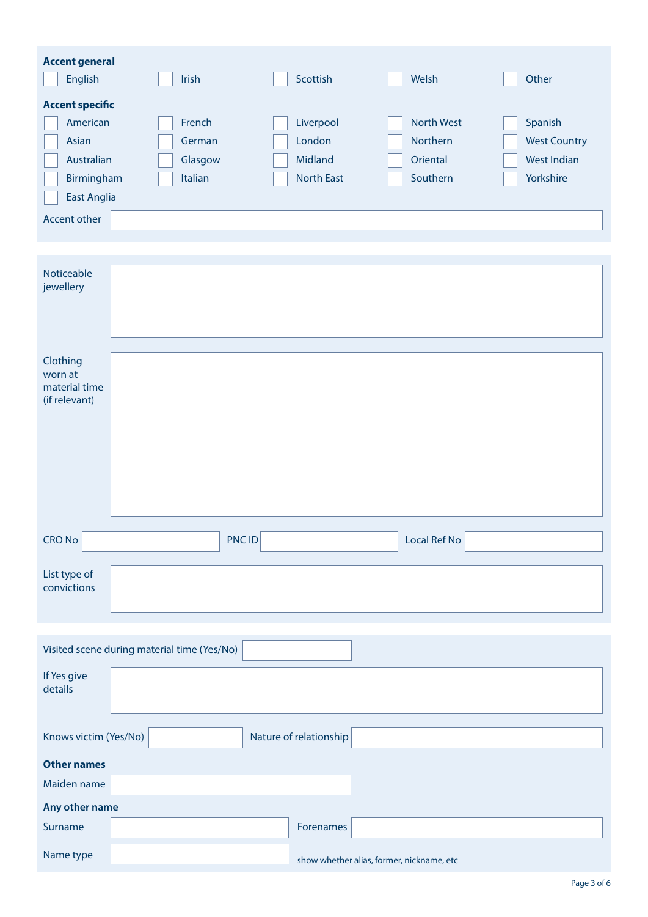**Accent general**

- [ ] English
- [ ] Irish
- [ ] Scottish
- [ ] Welsh
- [ ] Other

**Accent specific**

| | | | | |
|---|---|---|---|---|
| [ ] American | [ ] French | [ ] Liverpool | [ ] North West | [ ] Spanish |
| [ ] Asian | [ ] German | [ ] London | [ ] Northern | [ ] West Country |
| [ ] Australian | [ ] Glasgow | [ ] Midland | [ ] Oriental | [ ] West Indian |
| [ ] Birmingham | [ ] Italian | [ ] North East | [ ] Southern | [ ] Yorkshire |
| [ ] East Anglia | | | | |

Accent other: ______________________

Noticeable jewellery: ______________________

Clothing worn at material time (if relevant): ______________________

CRO No: ____________ PNC ID: ____________ Local Ref No: ____________

List type of convictions: ______________________

Visited scene during material time (Yes/No): ____________

If Yes give details: ______________________

Knows victim (Yes/No): ____________ Nature of relationship: ____________

**Other names**

Maiden name: ______________________

**Any other name**

Surname: ____________ Forenames: ____________

Name type: ____________ show whether alias, former, nickname, etc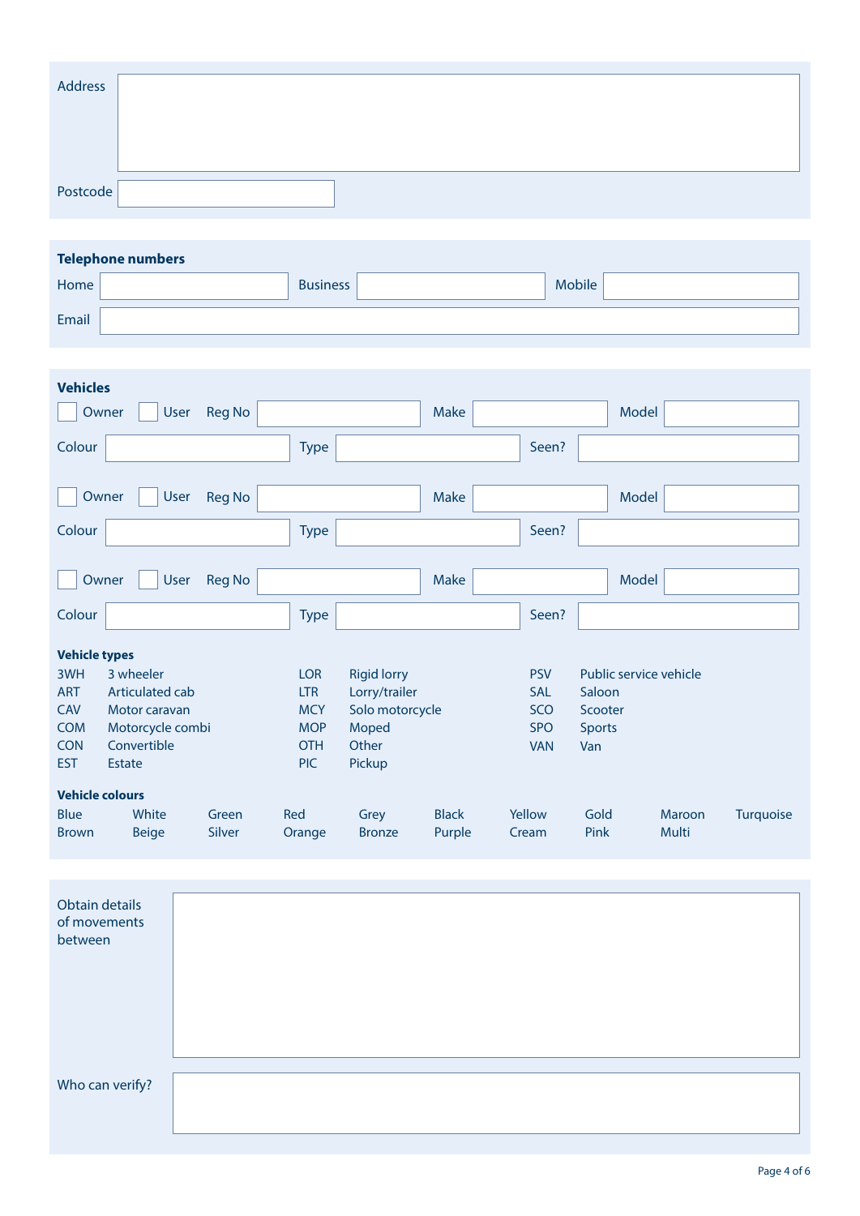Address

Postcode

**Telephone numbers**

Home | Business | Mobile

Email

**Vehicles**

☐ Owner ☐ User Reg No | Make | Model

Colour | Type | Seen?

☐ Owner ☐ User Reg No | Make | Model

Colour | Type | Seen?

☐ Owner ☐ User Reg No | Make | Model

Colour | Type | Seen?

**Vehicle types**

| | | | | | |
|---|---|---|---|---|---|
| 3WH | 3 wheeler | LOR | Rigid lorry | PSV | Public service vehicle |
| ART | Articulated cab | LTR | Lorry/trailer | SAL | Saloon |
| CAV | Motor caravan | MCY | Solo motorcycle | SCO | Scooter |
| COM | Motorcycle combi | MOP | Moped | SPO | Sports |
| CON | Convertible | OTH | Other | VAN | Van |
| EST | Estate | PIC | Pickup | | |

**Vehicle colours**

| | | | | | | | | | |
|---|---|---|---|---|---|---|---|---|---|
| Blue | White | Green | Red | Grey | Black | Yellow | Gold | Maroon | Turquoise |
| Brown | Beige | Silver | Orange | Bronze | Purple | Cream | Pink | Multi | |

Obtain details of movements between

Who can verify?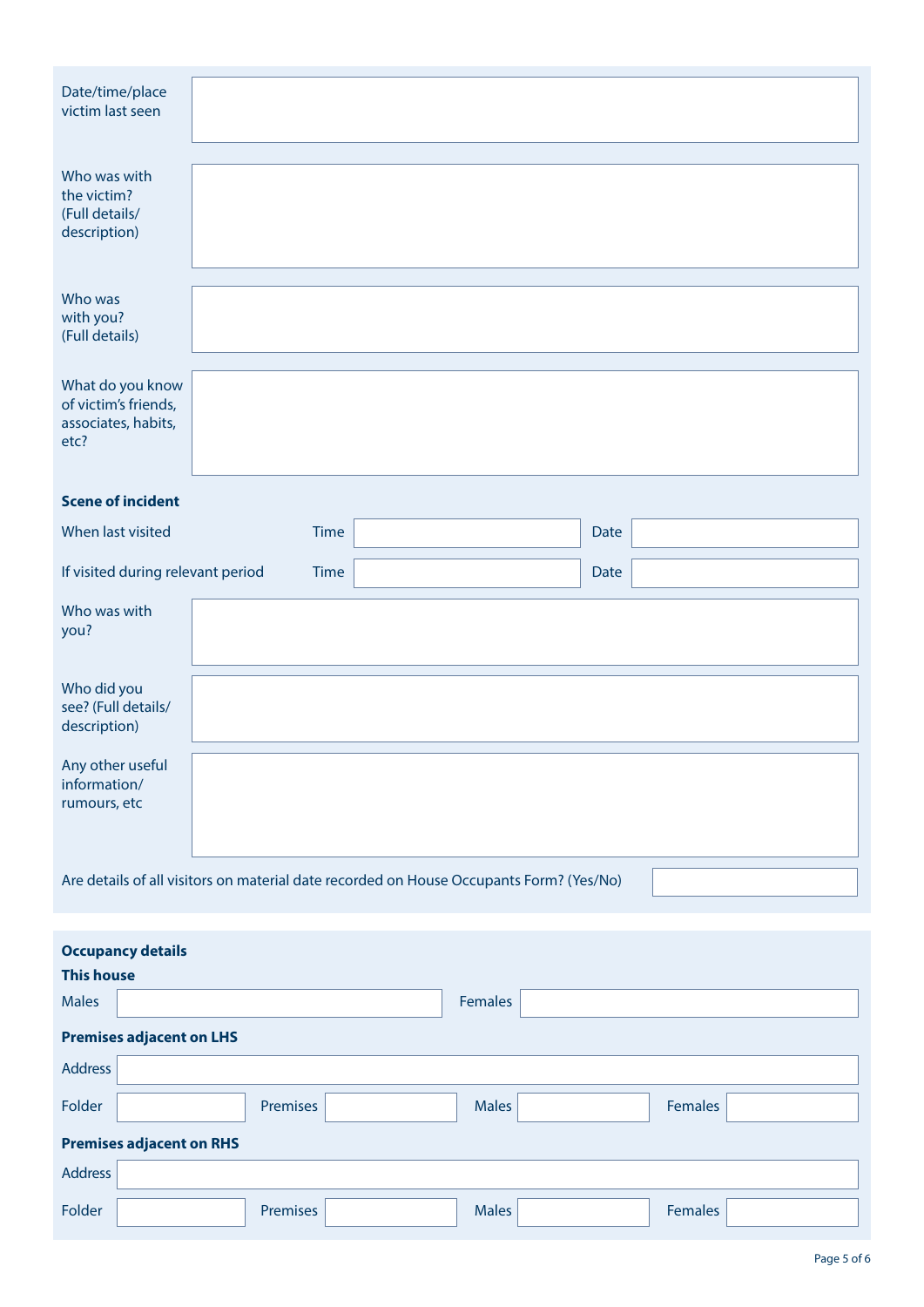| | |
|---|---|
| Date/time/place victim last seen | |
| Who was with the victim? (Full details/ description) | |
| Who was with you? (Full details) | |
| What do you know of victim's friends, associates, habits, etc? | |

**Scene of incident**

| | | | | |
|---|---|---|---|---|
| When last visited | Time | | Date | |
| If visited during relevant period | Time | | Date | |

| | |
|---|---|
| Who was with you? | |
| Who did you see? (Full details/ description) | |
| Any other useful information/ rumours, etc | |

Are details of all visitors on material date recorded on House Occupants Form? (Yes/No)

**Occupancy details**

**This house**

| | | | |
|---|---|---|---|
| Males | | Females | |

**Premises adjacent on LHS**

| | | | | | | | |
|---|---|---|---|---|---|---|---|
| Address | | | | | | | |
| Folder | | Premises | | Males | | Females | |

**Premises adjacent on RHS**

| | | | | | | | |
|---|---|---|---|---|---|---|---|
| Address | | | | | | | |
| Folder | | Premises | | Males | | Females | |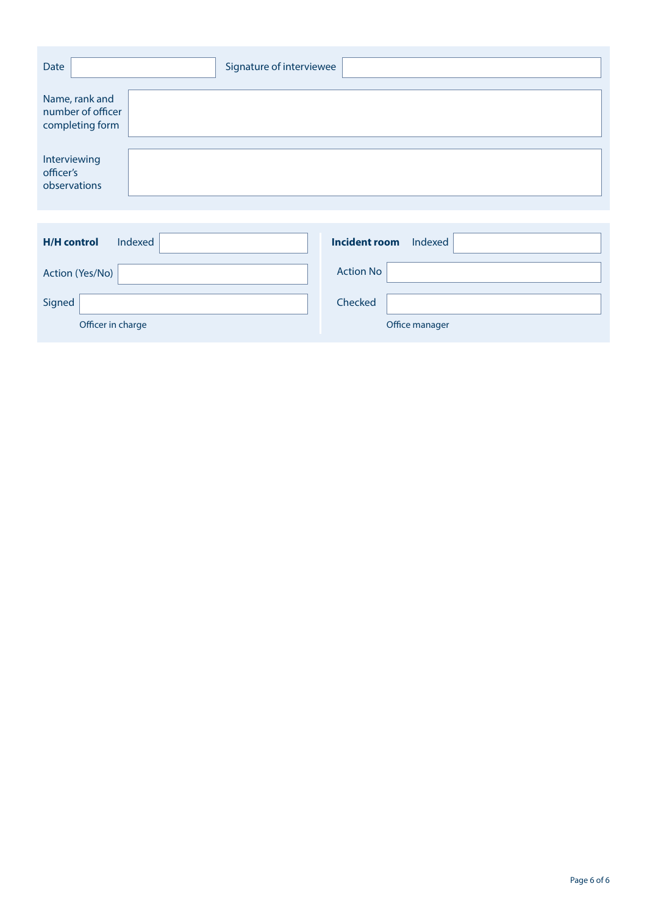| | | | |
|---|---|---|---|
| Date | | Signature of interviewee | |
| Name, rank and number of officer completing form | | | |
| Interviewing officer's observations | | | |

| | | | | | |
|---|---|---|---|---|---|
| **H/H control** | Indexed | | **Incident room** | Indexed | |
| Action (Yes/No) | | | Action No | | |
| Signed | | | Checked | | |
| | Officer in charge | | | Office manager | |